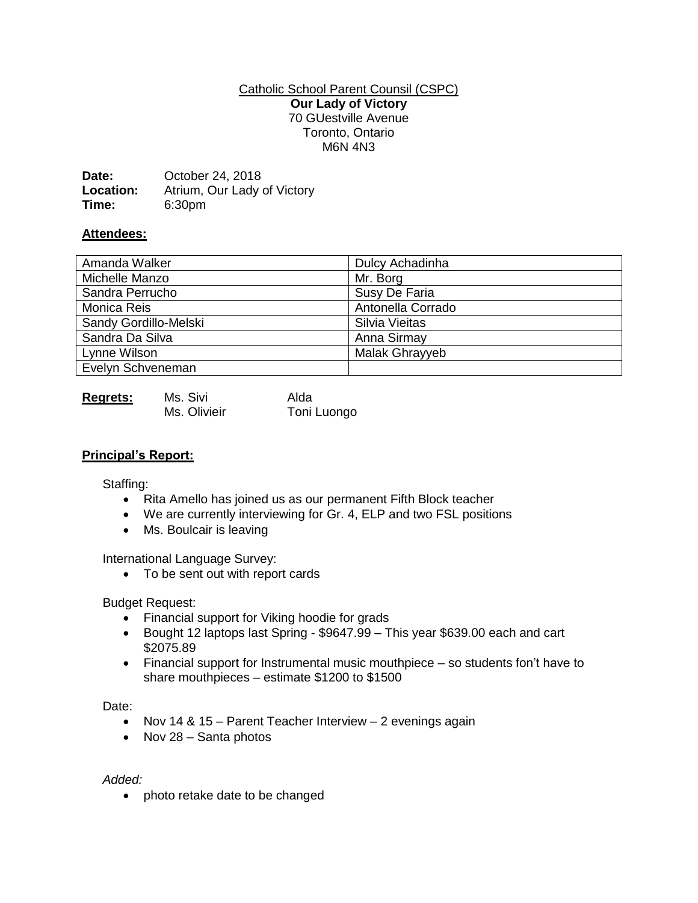Catholic School Parent Counsil (CSPC)

**Our Lady of Victory**

70 GUestville Avenue
Toronto, Ontario
M6N 4N3

**Date:** October 24, 2018
**Location:** Atrium, Our Lady of Victory
**Time:** 6:30pm

**Attendees:**

| | |
|---|---|
| Amanda Walker | Dulcy Achadinha |
| Michelle Manzo | Mr. Borg |
| Sandra Perrucho | Susy De Faria |
| Monica Reis | Antonella Corrado |
| Sandy Gordillo-Melski | Silvia Vieitas |
| Sandra Da Silva | Anna Sirmay |
| Lynne Wilson | Malak Ghrayyeb |
| Evelyn Schveneman | |

**Regrets:** Ms. Sivi, Ms. Olivieir, Alda, Toni Luongo

**Principal's Report:**

Staffing:

- Rita Amello has joined us as our permanent Fifth Block teacher
- We are currently interviewing for Gr. 4, ELP and two FSL positions
- Ms. Boulcair is leaving

International Language Survey:

- To be sent out with report cards

Budget Request:

- Financial support for Viking hoodie for grads
- Bought 12 laptops last Spring - $9647.99 – This year $639.00 each and cart $2075.89
- Financial support for Instrumental music mouthpiece – so students fon't have to share mouthpieces – estimate $1200 to $1500

Date:

- Nov 14 & 15 – Parent Teacher Interview – 2 evenings again
- Nov 28 – Santa photos

*Added:*

- photo retake date to be changed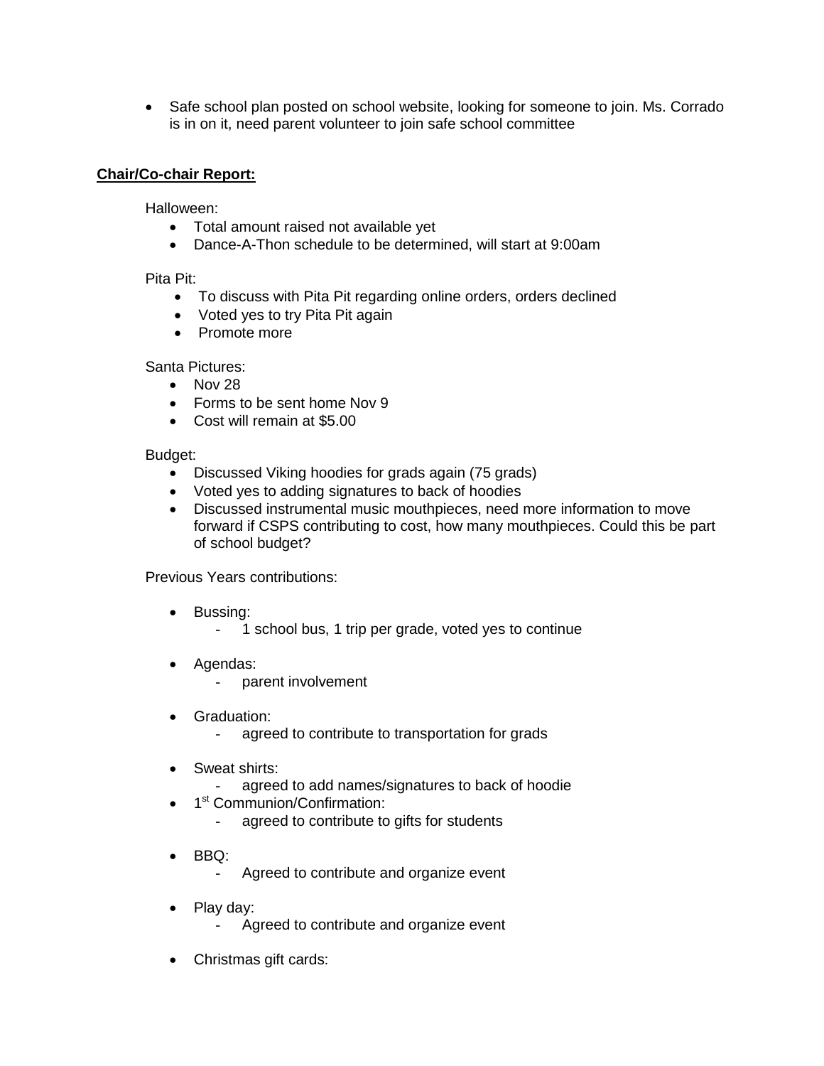- Safe school plan posted on school website, looking for someone to join. Ms. Corrado is in on it, need parent volunteer to join safe school committee

**Chair/Co-chair Report:**

Halloween:

- Total amount raised not available yet
- Dance-A-Thon schedule to be determined, will start at 9:00am

Pita Pit:

- To discuss with Pita Pit regarding online orders, orders declined
- Voted yes to try Pita Pit again
- Promote more

Santa Pictures:

- Nov 28
- Forms to be sent home Nov 9
- Cost will remain at $5.00

Budget:

- Discussed Viking hoodies for grads again (75 grads)
- Voted yes to adding signatures to back of hoodies
- Discussed instrumental music mouthpieces, need more information to move forward if CSPS contributing to cost, how many mouthpieces. Could this be part of school budget?

Previous Years contributions:

- Bussing:
  - 1 school bus, 1 trip per grade, voted yes to continue
- Agendas:
  - parent involvement
- Graduation:
  - agreed to contribute to transportation for grads
- Sweat shirts:
  - agreed to add names/signatures to back of hoodie
- 1st Communion/Confirmation:
  - agreed to contribute to gifts for students
- BBQ:
  - Agreed to contribute and organize event
- Play day:
  - Agreed to contribute and organize event
- Christmas gift cards: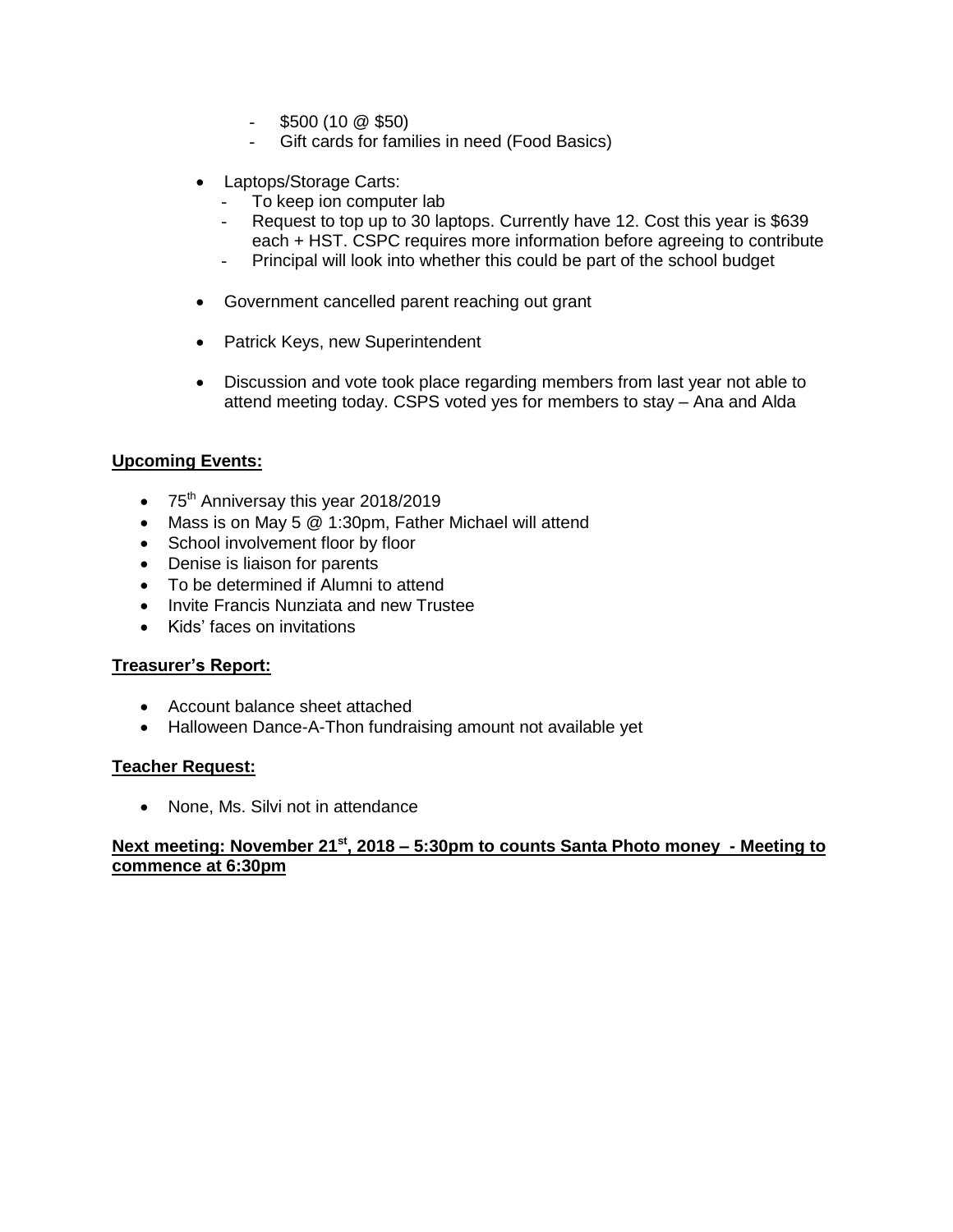- $500 (10 @ $50)
  - Gift cards for families in need (Food Basics)

- Laptops/Storage Carts:
  - To keep ion computer lab
  - Request to top up to 30 laptops. Currently have 12. Cost this year is $639 each + HST. CSPC requires more information before agreeing to contribute
  - Principal will look into whether this could be part of the school budget

- Government cancelled parent reaching out grant

- Patrick Keys, new Superintendent

- Discussion and vote took place regarding members from last year not able to attend meeting today. CSPS voted yes for members to stay – Ana and Alda

**<u>Upcoming Events:</u>**

- 75th Anniversay this year 2018/2019
- Mass is on May 5 @ 1:30pm, Father Michael will attend
- School involvement floor by floor
- Denise is liaison for parents
- To be determined if Alumni to attend
- Invite Francis Nunziata and new Trustee
- Kids' faces on invitations

**<u>Treasurer's Report:</u>**

- Account balance sheet attached
- Halloween Dance-A-Thon fundraising amount not available yet

**<u>Teacher Request:</u>**

- None, Ms. Silvi not in attendance

**<u>Next meeting: November 21st, 2018 – 5:30pm to counts Santa Photo money - Meeting to commence at 6:30pm</u>**